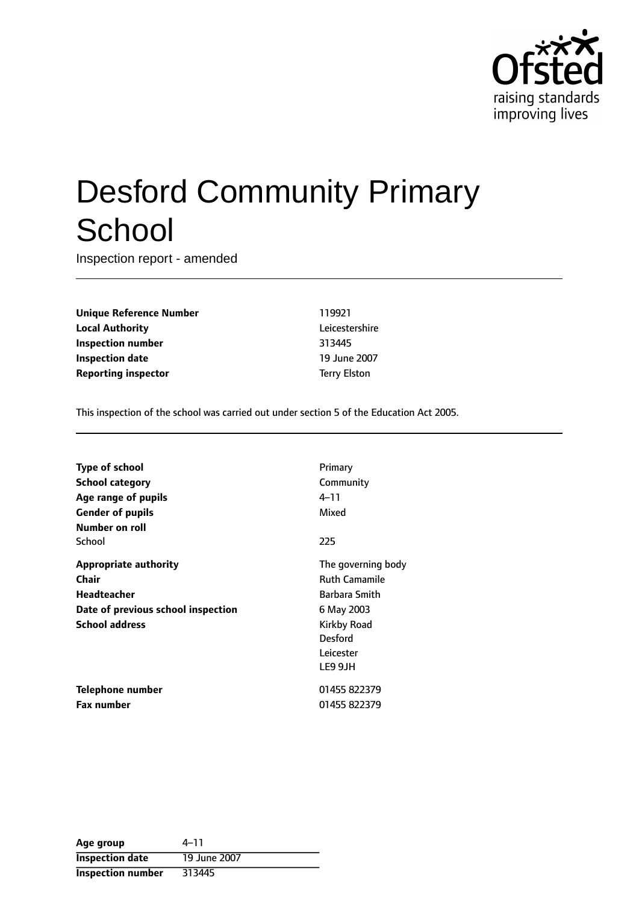# Desford Community Primary School

Inspection report - amended

| | |
|---|---|
| **Unique Reference Number** | 119921 |
| **Local Authority** | Leicestershire |
| **Inspection number** | 313445 |
| **Inspection date** | 19 June 2007 |
| **Reporting inspector** | Terry Elston |

This inspection of the school was carried out under section 5 of the Education Act 2005.

| | |
|---|---|
| **Type of school** | Primary |
| **School category** | Community |
| **Age range of pupils** | 4–11 |
| **Gender of pupils** | Mixed |
| **Number on roll** | |
| School | 225 |
| **Appropriate authority** | The governing body |
| **Chair** | Ruth Camamile |
| **Headteacher** | Barbara Smith |
| **Date of previous school inspection** | 6 May 2003 |
| **School address** | Kirkby Road<br>Desford<br>Leicester<br>LE9 9JH |
| **Telephone number** | 01455 822379 |
| **Fax number** | 01455 822379 |

| | |
|---|---|
| **Age group** | 4–11 |
| **Inspection date** | 19 June 2007 |
| **Inspection number** | 313445 |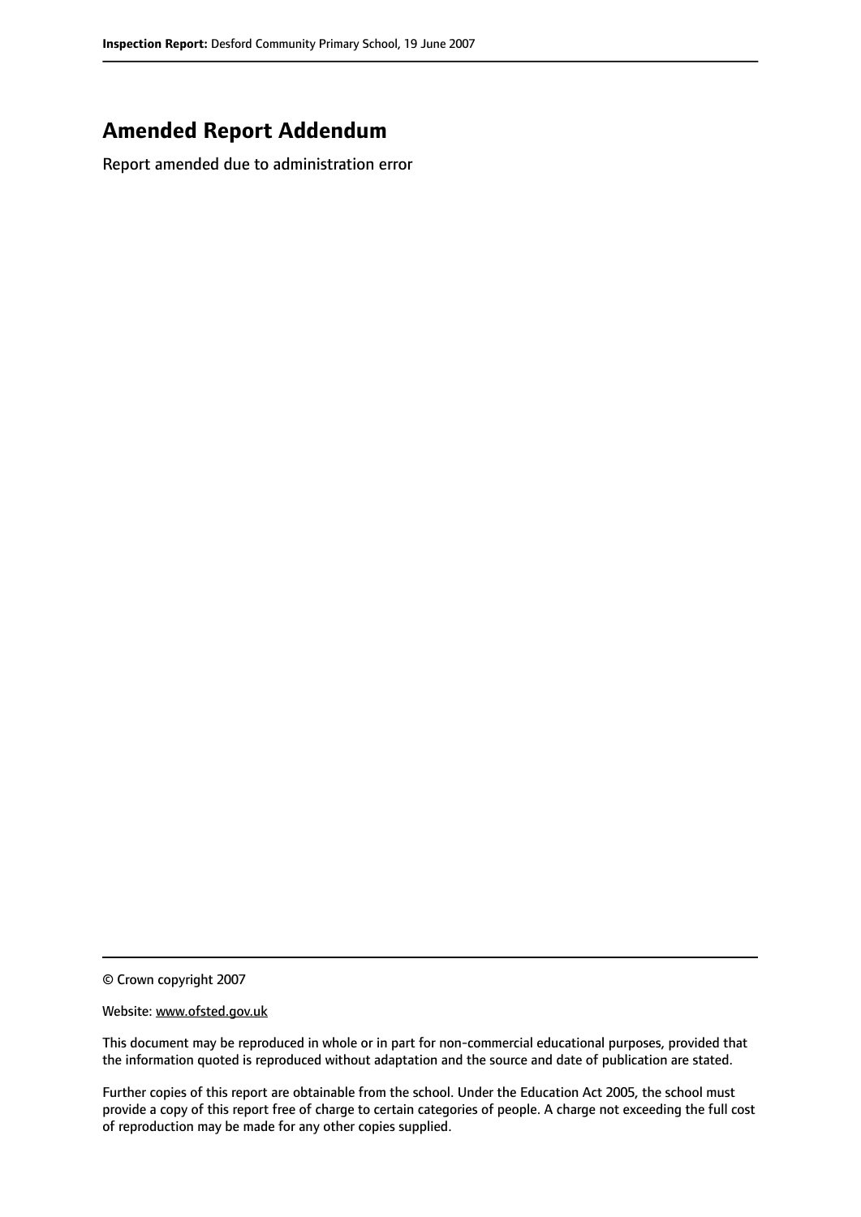## Amended Report Addendum

Report amended due to administration error

© Crown copyright 2007

Website: www.ofsted.gov.uk

This document may be reproduced in whole or in part for non-commercial educational purposes, provided that the information quoted is reproduced without adaptation and the source and date of publication are stated.

Further copies of this report are obtainable from the school. Under the Education Act 2005, the school must provide a copy of this report free of charge to certain categories of people. A charge not exceeding the full cost of reproduction may be made for any other copies supplied.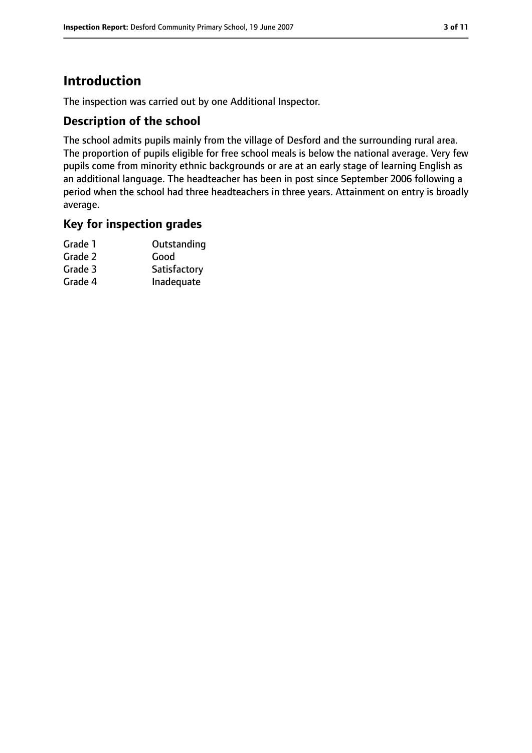# Introduction

The inspection was carried out by one Additional Inspector.

## Description of the school

The school admits pupils mainly from the village of Desford and the surrounding rural area. The proportion of pupils eligible for free school meals is below the national average. Very few pupils come from minority ethnic backgrounds or are at an early stage of learning English as an additional language. The headteacher has been in post since September 2006 following a period when the school had three headteachers in three years. Attainment on entry is broadly average.

## Key for inspection grades

| | |
|---|---|
| Grade 1 | Outstanding |
| Grade 2 | Good |
| Grade 3 | Satisfactory |
| Grade 4 | Inadequate |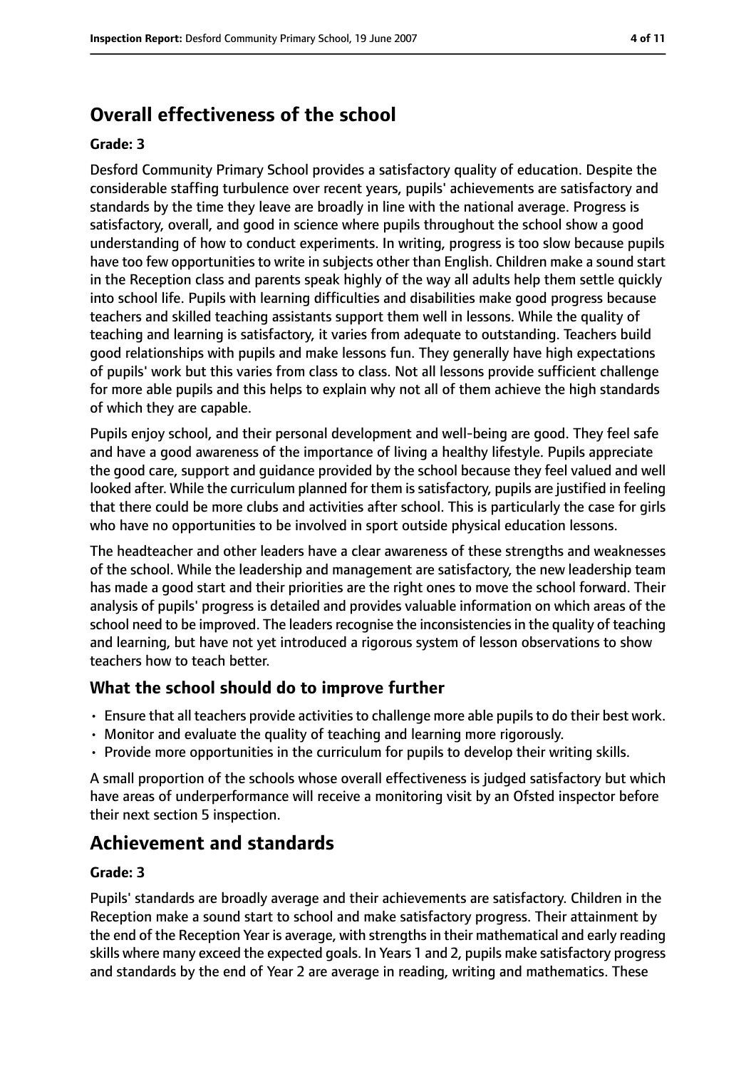## Overall effectiveness of the school

### Grade: 3

Desford Community Primary School provides a satisfactory quality of education. Despite the considerable staffing turbulence over recent years, pupils' achievements are satisfactory and standards by the time they leave are broadly in line with the national average. Progress is satisfactory, overall, and good in science where pupils throughout the school show a good understanding of how to conduct experiments. In writing, progress is too slow because pupils have too few opportunities to write in subjects other than English. Children make a sound start in the Reception class and parents speak highly of the way all adults help them settle quickly into school life. Pupils with learning difficulties and disabilities make good progress because teachers and skilled teaching assistants support them well in lessons. While the quality of teaching and learning is satisfactory, it varies from adequate to outstanding. Teachers build good relationships with pupils and make lessons fun. They generally have high expectations of pupils' work but this varies from class to class. Not all lessons provide sufficient challenge for more able pupils and this helps to explain why not all of them achieve the high standards of which they are capable.

Pupils enjoy school, and their personal development and well-being are good. They feel safe and have a good awareness of the importance of living a healthy lifestyle. Pupils appreciate the good care, support and guidance provided by the school because they feel valued and well looked after. While the curriculum planned for them is satisfactory, pupils are justified in feeling that there could be more clubs and activities after school. This is particularly the case for girls who have no opportunities to be involved in sport outside physical education lessons.

The headteacher and other leaders have a clear awareness of these strengths and weaknesses of the school. While the leadership and management are satisfactory, the new leadership team has made a good start and their priorities are the right ones to move the school forward. Their analysis of pupils' progress is detailed and provides valuable information on which areas of the school need to be improved. The leaders recognise the inconsistencies in the quality of teaching and learning, but have not yet introduced a rigorous system of lesson observations to show teachers how to teach better.

### What the school should do to improve further

- Ensure that all teachers provide activities to challenge more able pupils to do their best work.
- Monitor and evaluate the quality of teaching and learning more rigorously.
- Provide more opportunities in the curriculum for pupils to develop their writing skills.

A small proportion of the schools whose overall effectiveness is judged satisfactory but which have areas of underperformance will receive a monitoring visit by an Ofsted inspector before their next section 5 inspection.

## Achievement and standards

### Grade: 3

Pupils' standards are broadly average and their achievements are satisfactory. Children in the Reception make a sound start to school and make satisfactory progress. Their attainment by the end of the Reception Year is average, with strengths in their mathematical and early reading skills where many exceed the expected goals. In Years 1 and 2, pupils make satisfactory progress and standards by the end of Year 2 are average in reading, writing and mathematics. These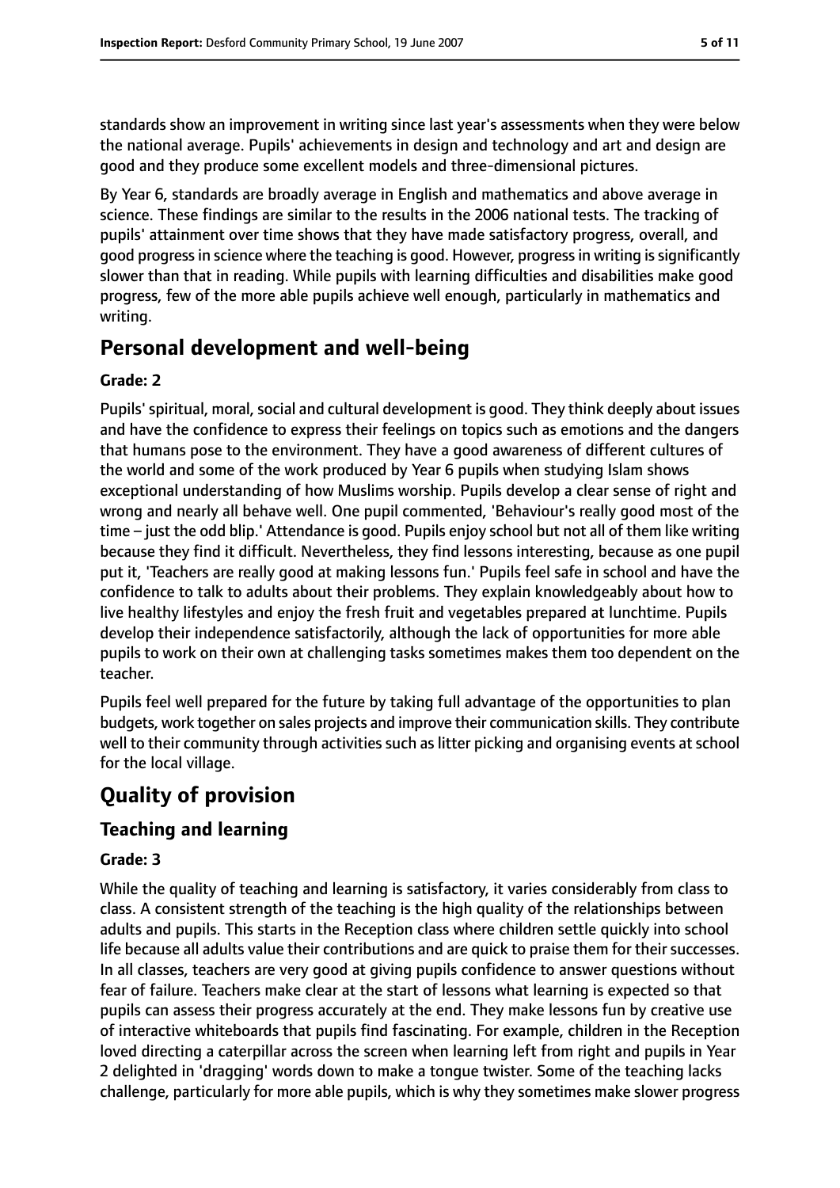standards show an improvement in writing since last year's assessments when they were below the national average. Pupils' achievements in design and technology and art and design are good and they produce some excellent models and three-dimensional pictures.

By Year 6, standards are broadly average in English and mathematics and above average in science. These findings are similar to the results in the 2006 national tests. The tracking of pupils' attainment over time shows that they have made satisfactory progress, overall, and good progress in science where the teaching is good. However, progress in writing is significantly slower than that in reading. While pupils with learning difficulties and disabilities make good progress, few of the more able pupils achieve well enough, particularly in mathematics and writing.

# Personal development and well-being

**Grade: 2**

Pupils' spiritual, moral, social and cultural development is good. They think deeply about issues and have the confidence to express their feelings on topics such as emotions and the dangers that humans pose to the environment. They have a good awareness of different cultures of the world and some of the work produced by Year 6 pupils when studying Islam shows exceptional understanding of how Muslims worship. Pupils develop a clear sense of right and wrong and nearly all behave well. One pupil commented, 'Behaviour's really good most of the time – just the odd blip.' Attendance is good. Pupils enjoy school but not all of them like writing because they find it difficult. Nevertheless, they find lessons interesting, because as one pupil put it, 'Teachers are really good at making lessons fun.' Pupils feel safe in school and have the confidence to talk to adults about their problems. They explain knowledgeably about how to live healthy lifestyles and enjoy the fresh fruit and vegetables prepared at lunchtime. Pupils develop their independence satisfactorily, although the lack of opportunities for more able pupils to work on their own at challenging tasks sometimes makes them too dependent on the teacher.

Pupils feel well prepared for the future by taking full advantage of the opportunities to plan budgets, work together on sales projects and improve their communication skills. They contribute well to their community through activities such as litter picking and organising events at school for the local village.

# Quality of provision

## Teaching and learning

**Grade: 3**

While the quality of teaching and learning is satisfactory, it varies considerably from class to class. A consistent strength of the teaching is the high quality of the relationships between adults and pupils. This starts in the Reception class where children settle quickly into school life because all adults value their contributions and are quick to praise them for their successes. In all classes, teachers are very good at giving pupils confidence to answer questions without fear of failure. Teachers make clear at the start of lessons what learning is expected so that pupils can assess their progress accurately at the end. They make lessons fun by creative use of interactive whiteboards that pupils find fascinating. For example, children in the Reception loved directing a caterpillar across the screen when learning left from right and pupils in Year 2 delighted in 'dragging' words down to make a tongue twister. Some of the teaching lacks challenge, particularly for more able pupils, which is why they sometimes make slower progress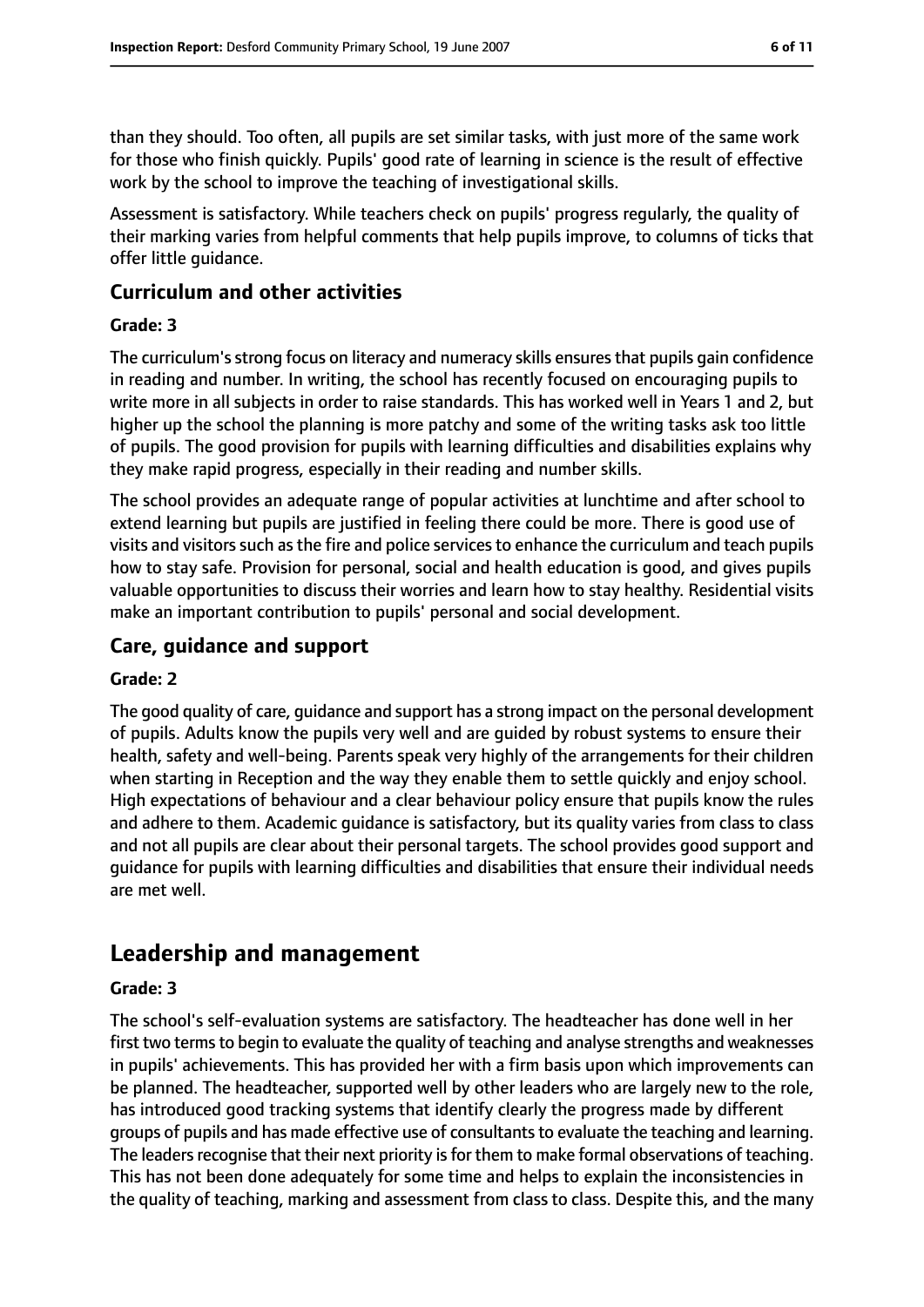than they should. Too often, all pupils are set similar tasks, with just more of the same work for those who finish quickly. Pupils' good rate of learning in science is the result of effective work by the school to improve the teaching of investigational skills.

Assessment is satisfactory. While teachers check on pupils' progress regularly, the quality of their marking varies from helpful comments that help pupils improve, to columns of ticks that offer little guidance.

### Curriculum and other activities

#### Grade: 3

The curriculum's strong focus on literacy and numeracy skills ensures that pupils gain confidence in reading and number. In writing, the school has recently focused on encouraging pupils to write more in all subjects in order to raise standards. This has worked well in Years 1 and 2, but higher up the school the planning is more patchy and some of the writing tasks ask too little of pupils. The good provision for pupils with learning difficulties and disabilities explains why they make rapid progress, especially in their reading and number skills.

The school provides an adequate range of popular activities at lunchtime and after school to extend learning but pupils are justified in feeling there could be more. There is good use of visits and visitors such as the fire and police services to enhance the curriculum and teach pupils how to stay safe. Provision for personal, social and health education is good, and gives pupils valuable opportunities to discuss their worries and learn how to stay healthy. Residential visits make an important contribution to pupils' personal and social development.

### Care, guidance and support

#### Grade: 2

The good quality of care, guidance and support has a strong impact on the personal development of pupils. Adults know the pupils very well and are guided by robust systems to ensure their health, safety and well-being. Parents speak very highly of the arrangements for their children when starting in Reception and the way they enable them to settle quickly and enjoy school. High expectations of behaviour and a clear behaviour policy ensure that pupils know the rules and adhere to them. Academic guidance is satisfactory, but its quality varies from class to class and not all pupils are clear about their personal targets. The school provides good support and guidance for pupils with learning difficulties and disabilities that ensure their individual needs are met well.

## Leadership and management

#### Grade: 3

The school's self-evaluation systems are satisfactory. The headteacher has done well in her first two terms to begin to evaluate the quality of teaching and analyse strengths and weaknesses in pupils' achievements. This has provided her with a firm basis upon which improvements can be planned. The headteacher, supported well by other leaders who are largely new to the role, has introduced good tracking systems that identify clearly the progress made by different groups of pupils and has made effective use of consultants to evaluate the teaching and learning. The leaders recognise that their next priority is for them to make formal observations of teaching. This has not been done adequately for some time and helps to explain the inconsistencies in the quality of teaching, marking and assessment from class to class. Despite this, and the many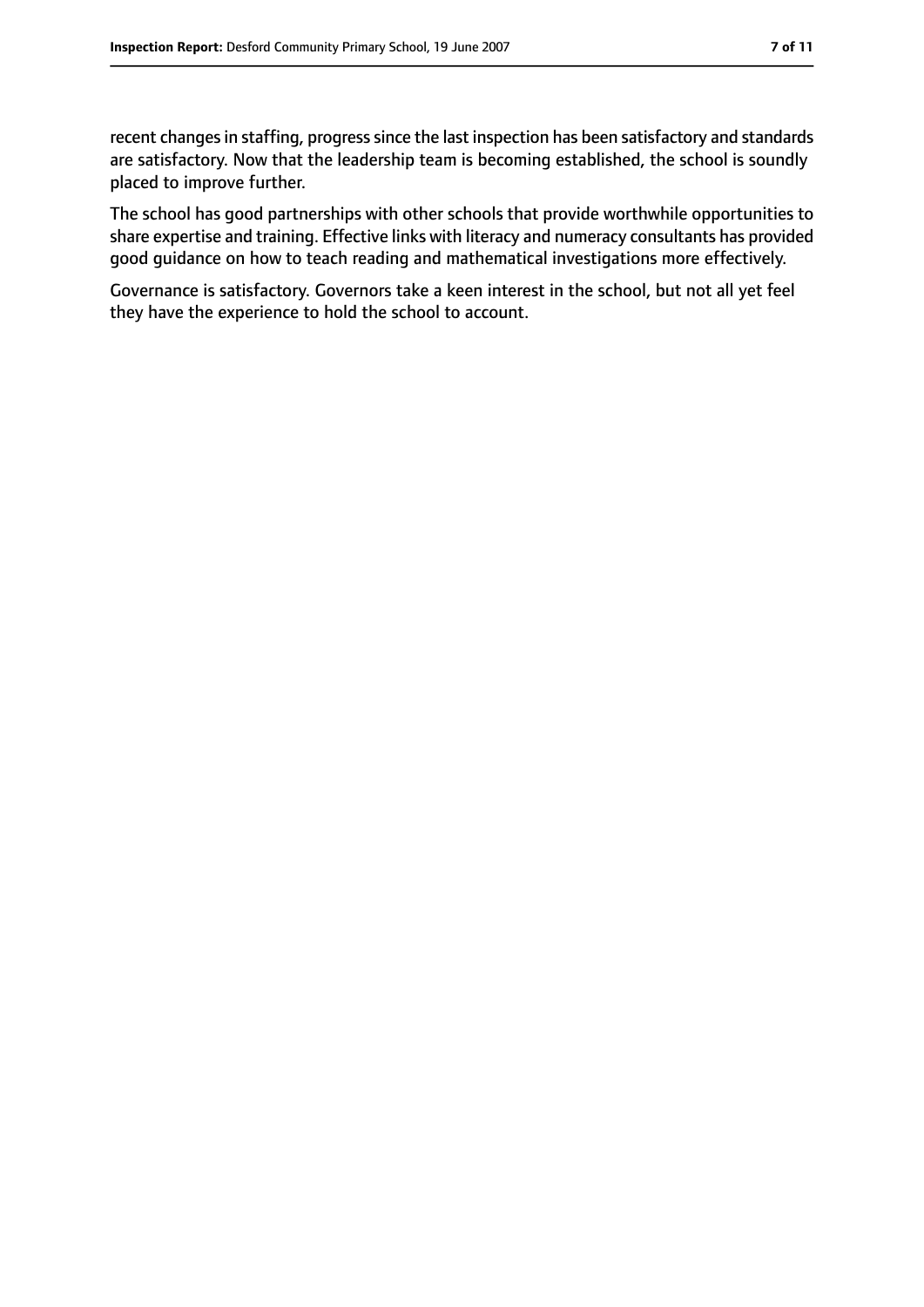recent changes in staffing, progress since the last inspection has been satisfactory and standards are satisfactory. Now that the leadership team is becoming established, the school is soundly placed to improve further.

The school has good partnerships with other schools that provide worthwhile opportunities to share expertise and training. Effective links with literacy and numeracy consultants has provided good guidance on how to teach reading and mathematical investigations more effectively.

Governance is satisfactory. Governors take a keen interest in the school, but not all yet feel they have the experience to hold the school to account.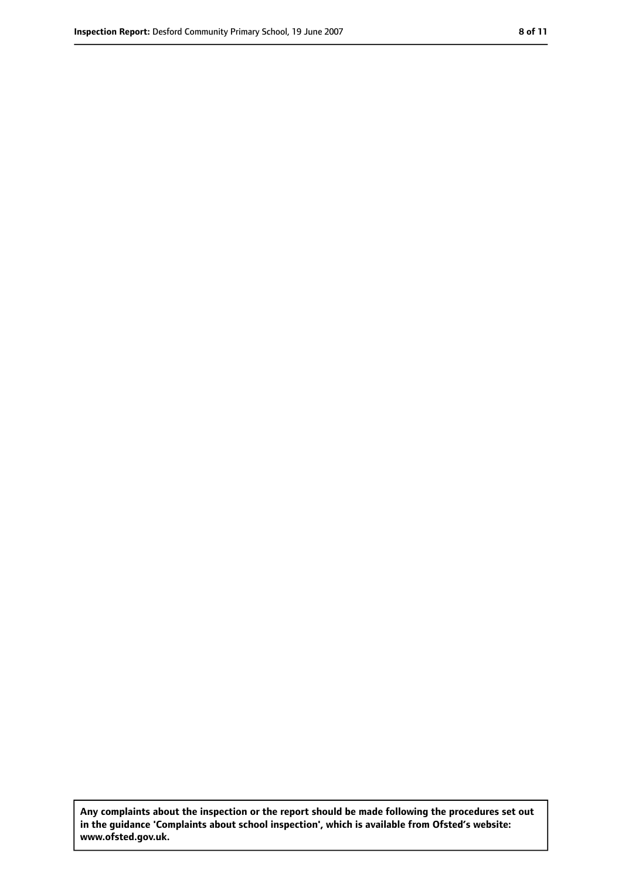**Any complaints about the inspection or the report should be made following the procedures set out in the guidance 'Complaints about school inspection', which is available from Ofsted's website: www.ofsted.gov.uk.**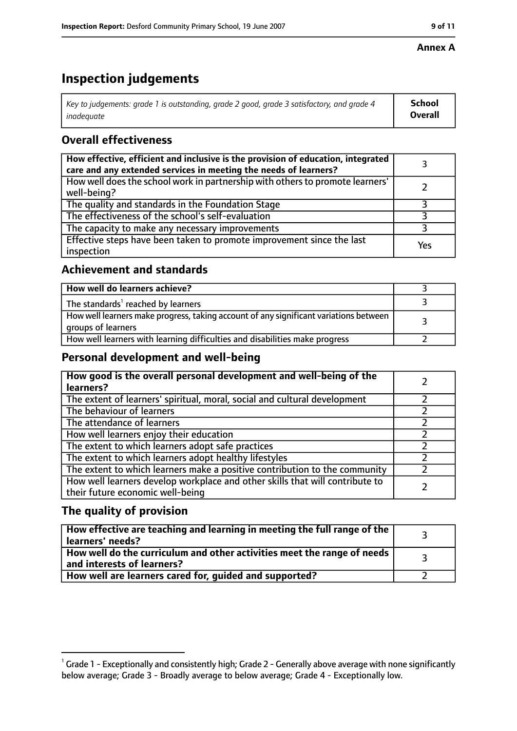**Annex A**

# Inspection judgements

| *Key to judgements: grade 1 is outstanding, grade 2 good, grade 3 satisfactory, and grade 4 inadequate* | **School Overall** |
|---|---|

## Overall effectiveness

| | |
|---|---|
| **How effective, efficient and inclusive is the provision of education, integrated care and any extended services in meeting the needs of learners?** | 3 |
| How well does the school work in partnership with others to promote learners' well-being? | 2 |
| The quality and standards in the Foundation Stage | 3 |
| The effectiveness of the school's self-evaluation | 3 |
| The capacity to make any necessary improvements | 3 |
| Effective steps have been taken to promote improvement since the last inspection | Yes |

## Achievement and standards

| | |
|---|---|
| **How well do learners achieve?** | 3 |
| The standards[1] reached by learners | 3 |
| How well learners make progress, taking account of any significant variations between groups of learners | 3 |
| How well learners with learning difficulties and disabilities make progress | 2 |

## Personal development and well-being

| | |
|---|---|
| **How good is the overall personal development and well-being of the learners?** | 2 |
| The extent of learners' spiritual, moral, social and cultural development | 2 |
| The behaviour of learners | 2 |
| The attendance of learners | 2 |
| How well learners enjoy their education | 2 |
| The extent to which learners adopt safe practices | 2 |
| The extent to which learners adopt healthy lifestyles | 2 |
| The extent to which learners make a positive contribution to the community | 2 |
| How well learners develop workplace and other skills that will contribute to their future economic well-being | 2 |

## The quality of provision

| | |
|---|---|
| **How effective are teaching and learning in meeting the full range of the learners' needs?** | 3 |
| **How well do the curriculum and other activities meet the range of needs and interests of learners?** | 3 |
| **How well are learners cared for, guided and supported?** | 2 |

[1] Grade 1 - Exceptionally and consistently high; Grade 2 - Generally above average with none significantly below average; Grade 3 - Broadly average to below average; Grade 4 - Exceptionally low.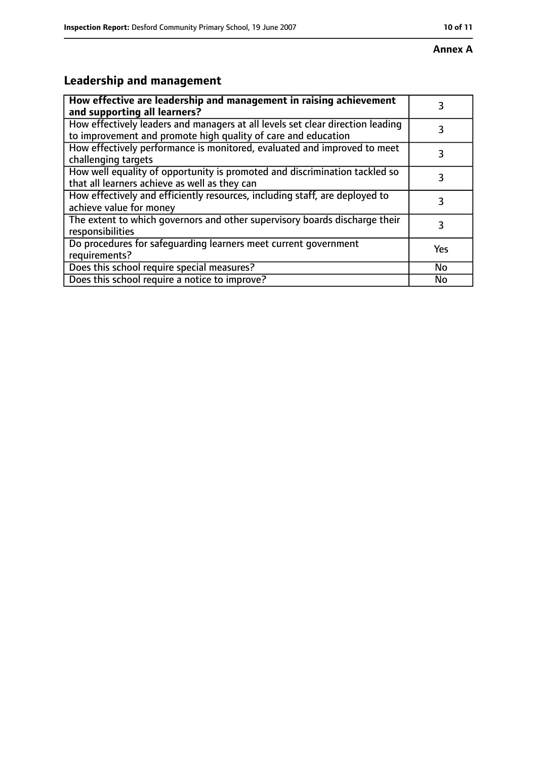**Annex A**

## Leadership and management

| How effective are leadership and management in raising achievement and supporting all learners? | 3 |
|---|---|
| How effectively leaders and managers at all levels set clear direction leading to improvement and promote high quality of care and education | 3 |
| How effectively performance is monitored, evaluated and improved to meet challenging targets | 3 |
| How well equality of opportunity is promoted and discrimination tackled so that all learners achieve as well as they can | 3 |
| How effectively and efficiently resources, including staff, are deployed to achieve value for money | 3 |
| The extent to which governors and other supervisory boards discharge their responsibilities | 3 |
| Do procedures for safeguarding learners meet current government requirements? | Yes |
| Does this school require special measures? | No |
| Does this school require a notice to improve? | No |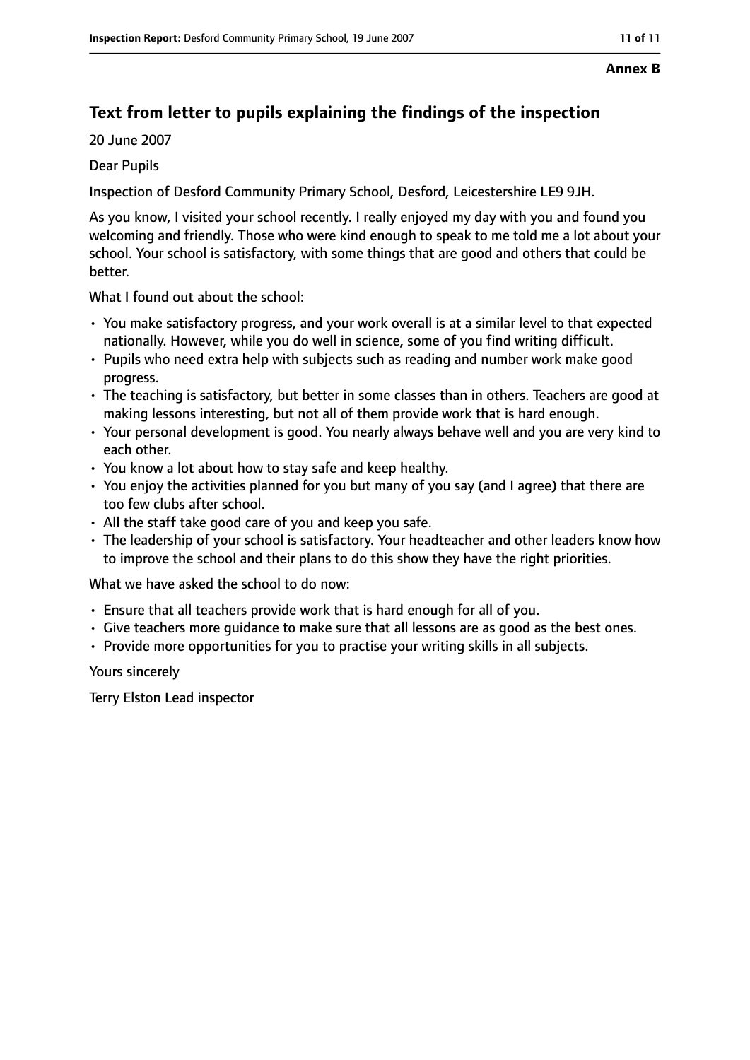**Annex B**

## Text from letter to pupils explaining the findings of the inspection

20 June 2007

Dear Pupils

Inspection of Desford Community Primary School, Desford, Leicestershire LE9 9JH.

As you know, I visited your school recently. I really enjoyed my day with you and found you welcoming and friendly. Those who were kind enough to speak to me told me a lot about your school. Your school is satisfactory, with some things that are good and others that could be better.

What I found out about the school:

- You make satisfactory progress, and your work overall is at a similar level to that expected nationally. However, while you do well in science, some of you find writing difficult.
- Pupils who need extra help with subjects such as reading and number work make good progress.
- The teaching is satisfactory, but better in some classes than in others. Teachers are good at making lessons interesting, but not all of them provide work that is hard enough.
- Your personal development is good. You nearly always behave well and you are very kind to each other.
- You know a lot about how to stay safe and keep healthy.
- You enjoy the activities planned for you but many of you say (and I agree) that there are too few clubs after school.
- All the staff take good care of you and keep you safe.
- The leadership of your school is satisfactory. Your headteacher and other leaders know how to improve the school and their plans to do this show they have the right priorities.

What we have asked the school to do now:

- Ensure that all teachers provide work that is hard enough for all of you.
- Give teachers more guidance to make sure that all lessons are as good as the best ones.
- Provide more opportunities for you to practise your writing skills in all subjects.

Yours sincerely

Terry Elston Lead inspector